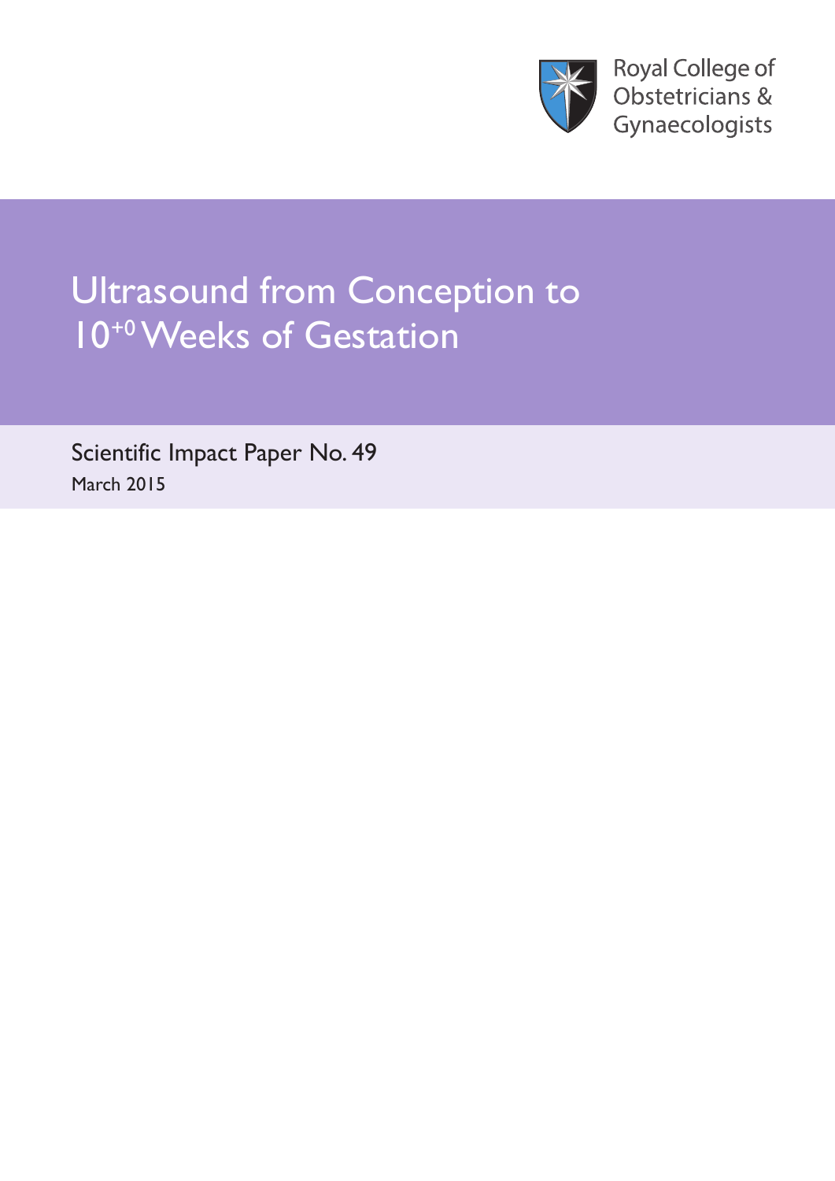Royal College of Obstetricians & Gynaecologists

# Ultrasound from Conception to $10^{+0}$ Weeks of Gestation

Scientific Impact Paper No. 49

March 2015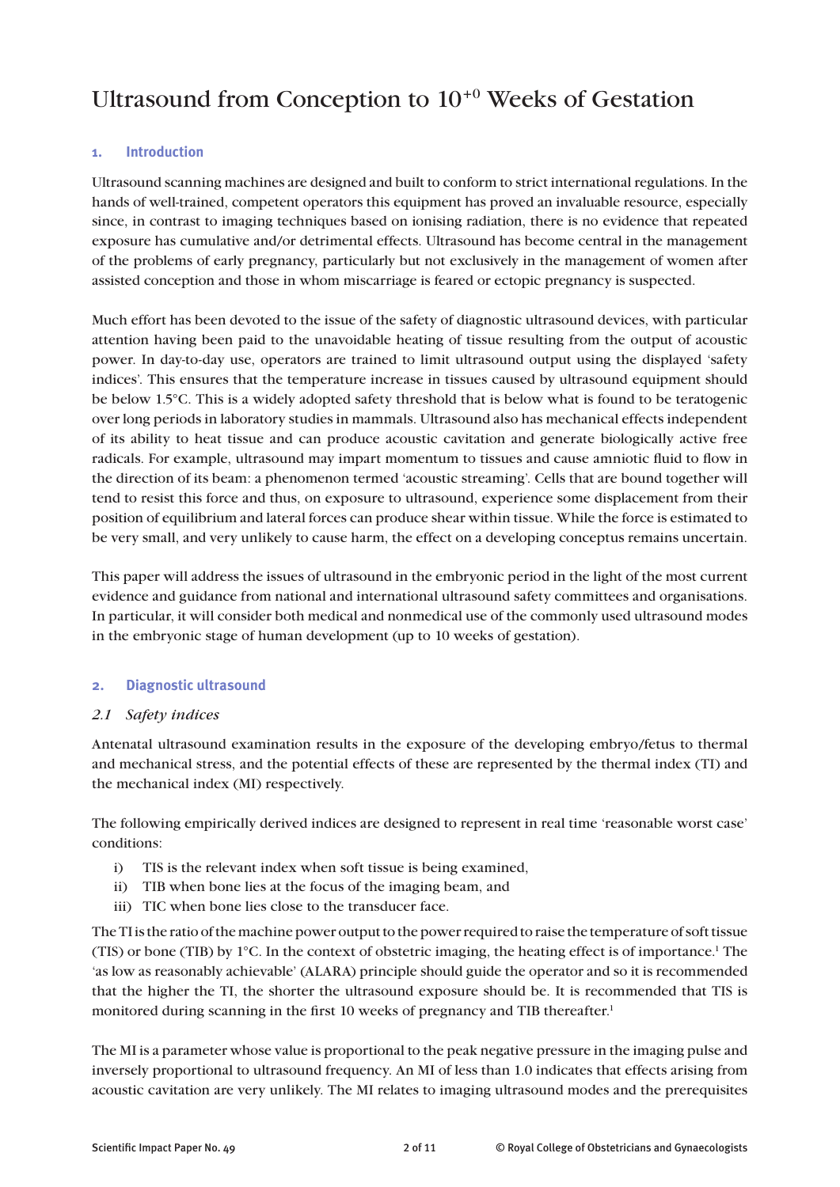# Ultrasound from Conception to $10^{+0}$ Weeks of Gestation

## 1. Introduction

Ultrasound scanning machines are designed and built to conform to strict international regulations. In the hands of well-trained, competent operators this equipment has proved an invaluable resource, especially since, in contrast to imaging techniques based on ionising radiation, there is no evidence that repeated exposure has cumulative and/or detrimental effects. Ultrasound has become central in the management of the problems of early pregnancy, particularly but not exclusively in the management of women after assisted conception and those in whom miscarriage is feared or ectopic pregnancy is suspected.

Much effort has been devoted to the issue of the safety of diagnostic ultrasound devices, with particular attention having been paid to the unavoidable heating of tissue resulting from the output of acoustic power. In day-to-day use, operators are trained to limit ultrasound output using the displayed 'safety indices'. This ensures that the temperature increase in tissues caused by ultrasound equipment should be below 1.5°C. This is a widely adopted safety threshold that is below what is found to be teratogenic over long periods in laboratory studies in mammals. Ultrasound also has mechanical effects independent of its ability to heat tissue and can produce acoustic cavitation and generate biologically active free radicals. For example, ultrasound may impart momentum to tissues and cause amniotic fluid to flow in the direction of its beam: a phenomenon termed 'acoustic streaming'. Cells that are bound together will tend to resist this force and thus, on exposure to ultrasound, experience some displacement from their position of equilibrium and lateral forces can produce shear within tissue. While the force is estimated to be very small, and very unlikely to cause harm, the effect on a developing conceptus remains uncertain.

This paper will address the issues of ultrasound in the embryonic period in the light of the most current evidence and guidance from national and international ultrasound safety committees and organisations. In particular, it will consider both medical and nonmedical use of the commonly used ultrasound modes in the embryonic stage of human development (up to 10 weeks of gestation).

## 2. Diagnostic ultrasound

### *2.1 Safety indices*

Antenatal ultrasound examination results in the exposure of the developing embryo/fetus to thermal and mechanical stress, and the potential effects of these are represented by the thermal index (TI) and the mechanical index (MI) respectively.

The following empirically derived indices are designed to represent in real time 'reasonable worst case' conditions:

i) TIS is the relevant index when soft tissue is being examined,
ii) TIB when bone lies at the focus of the imaging beam, and
iii) TIC when bone lies close to the transducer face.

The TI is the ratio of the machine power output to the power required to raise the temperature of soft tissue (TIS) or bone (TIB) by 1°C. In the context of obstetric imaging, the heating effect is of importance.[1] The 'as low as reasonably achievable' (ALARA) principle should guide the operator and so it is recommended that the higher the TI, the shorter the ultrasound exposure should be. It is recommended that TIS is monitored during scanning in the first 10 weeks of pregnancy and TIB thereafter.[1]

The MI is a parameter whose value is proportional to the peak negative pressure in the imaging pulse and inversely proportional to ultrasound frequency. An MI of less than 1.0 indicates that effects arising from acoustic cavitation are very unlikely. The MI relates to imaging ultrasound modes and the prerequisites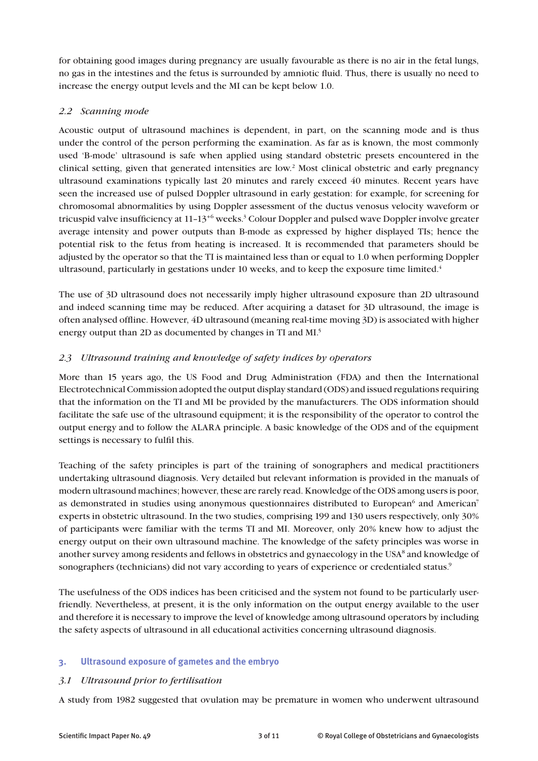for obtaining good images during pregnancy are usually favourable as there is no air in the fetal lungs, no gas in the intestines and the fetus is surrounded by amniotic fluid. Thus, there is usually no need to increase the energy output levels and the MI can be kept below 1.0.

### *2.2 Scanning mode*

Acoustic output of ultrasound machines is dependent, in part, on the scanning mode and is thus under the control of the person performing the examination. As far as is known, the most commonly used 'B-mode' ultrasound is safe when applied using standard obstetric presets encountered in the clinical setting, given that generated intensities are low.[2] Most clinical obstetric and early pregnancy ultrasound examinations typically last 20 minutes and rarely exceed 40 minutes. Recent years have seen the increased use of pulsed Doppler ultrasound in early gestation: for example, for screening for chromosomal abnormalities by using Doppler assessment of the ductus venosus velocity waveform or tricuspid valve insufficiency at $11\text{–}13^{+6}$ weeks.[3] Colour Doppler and pulsed wave Doppler involve greater average intensity and power outputs than B-mode as expressed by higher displayed TIs; hence the potential risk to the fetus from heating is increased. It is recommended that parameters should be adjusted by the operator so that the TI is maintained less than or equal to 1.0 when performing Doppler ultrasound, particularly in gestations under 10 weeks, and to keep the exposure time limited.[4]

The use of 3D ultrasound does not necessarily imply higher ultrasound exposure than 2D ultrasound and indeed scanning time may be reduced. After acquiring a dataset for 3D ultrasound, the image is often analysed offline. However, 4D ultrasound (meaning real-time moving 3D) is associated with higher energy output than 2D as documented by changes in TI and MI.[5]

### *2.3 Ultrasound training and knowledge of safety indices by operators*

More than 15 years ago, the US Food and Drug Administration (FDA) and then the International Electrotechnical Commission adopted the output display standard (ODS) and issued regulations requiring that the information on the TI and MI be provided by the manufacturers. The ODS information should facilitate the safe use of the ultrasound equipment; it is the responsibility of the operator to control the output energy and to follow the ALARA principle. A basic knowledge of the ODS and of the equipment settings is necessary to fulfil this.

Teaching of the safety principles is part of the training of sonographers and medical practitioners undertaking ultrasound diagnosis. Very detailed but relevant information is provided in the manuals of modern ultrasound machines; however, these are rarely read. Knowledge of the ODS among users is poor, as demonstrated in studies using anonymous questionnaires distributed to European[6] and American[7] experts in obstetric ultrasound. In the two studies, comprising 199 and 130 users respectively, only 30% of participants were familiar with the terms TI and MI. Moreover, only 20% knew how to adjust the energy output on their own ultrasound machine. The knowledge of the safety principles was worse in another survey among residents and fellows in obstetrics and gynaecology in the USA[8] and knowledge of sonographers (technicians) did not vary according to years of experience or credentialed status.[9]

The usefulness of the ODS indices has been criticised and the system not found to be particularly user-friendly. Nevertheless, at present, it is the only information on the output energy available to the user and therefore it is necessary to improve the level of knowledge among ultrasound operators by including the safety aspects of ultrasound in all educational activities concerning ultrasound diagnosis.

## 3. Ultrasound exposure of gametes and the embryo

### *3.1 Ultrasound prior to fertilisation*

A study from 1982 suggested that ovulation may be premature in women who underwent ultrasound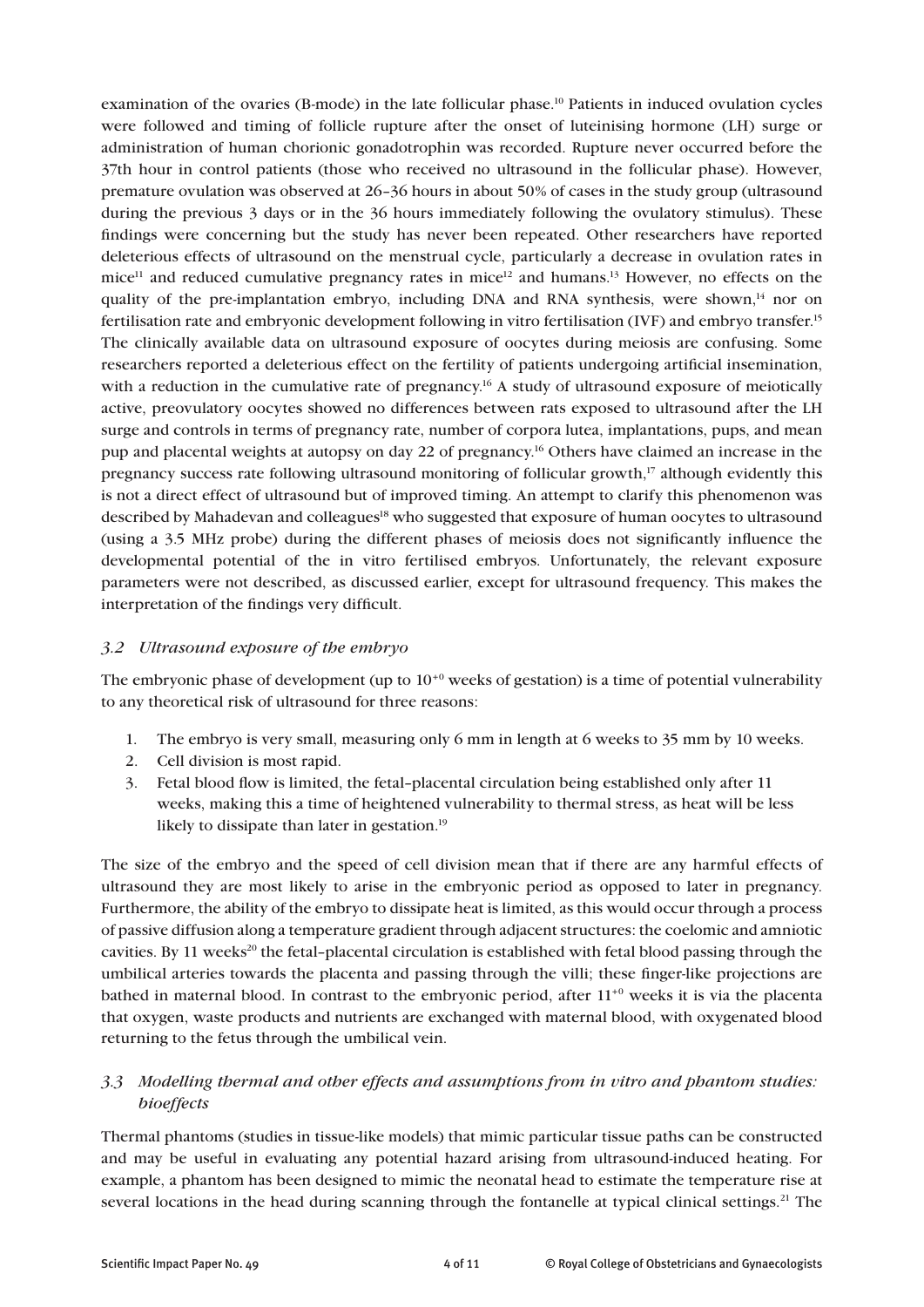examination of the ovaries (B-mode) in the late follicular phase.[10] Patients in induced ovulation cycles were followed and timing of follicle rupture after the onset of luteinising hormone (LH) surge or administration of human chorionic gonadotrophin was recorded. Rupture never occurred before the 37th hour in control patients (those who received no ultrasound in the follicular phase). However, premature ovulation was observed at 26–36 hours in about 50% of cases in the study group (ultrasound during the previous 3 days or in the 36 hours immediately following the ovulatory stimulus). These findings were concerning but the study has never been repeated. Other researchers have reported deleterious effects of ultrasound on the menstrual cycle, particularly a decrease in ovulation rates in mice[11] and reduced cumulative pregnancy rates in mice[12] and humans.[13] However, no effects on the quality of the pre-implantation embryo, including DNA and RNA synthesis, were shown,[14] nor on fertilisation rate and embryonic development following in vitro fertilisation (IVF) and embryo transfer.[15] The clinically available data on ultrasound exposure of oocytes during meiosis are confusing. Some researchers reported a deleterious effect on the fertility of patients undergoing artificial insemination, with a reduction in the cumulative rate of pregnancy.[16] A study of ultrasound exposure of meiotically active, preovulatory oocytes showed no differences between rats exposed to ultrasound after the LH surge and controls in terms of pregnancy rate, number of corpora lutea, implantations, pups, and mean pup and placental weights at autopsy on day 22 of pregnancy.[16] Others have claimed an increase in the pregnancy success rate following ultrasound monitoring of follicular growth,[17] although evidently this is not a direct effect of ultrasound but of improved timing. An attempt to clarify this phenomenon was described by Mahadevan and colleagues[18] who suggested that exposure of human oocytes to ultrasound (using a 3.5 MHz probe) during the different phases of meiosis does not significantly influence the developmental potential of the in vitro fertilised embryos. Unfortunately, the relevant exposure parameters were not described, as discussed earlier, except for ultrasound frequency. This makes the interpretation of the findings very difficult.

### *3.2 Ultrasound exposure of the embryo*

The embryonic phase of development (up to $10^{+0}$ weeks of gestation) is a time of potential vulnerability to any theoretical risk of ultrasound for three reasons:

1. The embryo is very small, measuring only 6 mm in length at 6 weeks to 35 mm by 10 weeks.
2. Cell division is most rapid.
3. Fetal blood flow is limited, the fetal–placental circulation being established only after 11 weeks, making this a time of heightened vulnerability to thermal stress, as heat will be less likely to dissipate than later in gestation.[19]

The size of the embryo and the speed of cell division mean that if there are any harmful effects of ultrasound they are most likely to arise in the embryonic period as opposed to later in pregnancy. Furthermore, the ability of the embryo to dissipate heat is limited, as this would occur through a process of passive diffusion along a temperature gradient through adjacent structures: the coelomic and amniotic cavities. By 11 weeks[20] the fetal–placental circulation is established with fetal blood passing through the umbilical arteries towards the placenta and passing through the villi; these finger-like projections are bathed in maternal blood. In contrast to the embryonic period, after $11^{+0}$ weeks it is via the placenta that oxygen, waste products and nutrients are exchanged with maternal blood, with oxygenated blood returning to the fetus through the umbilical vein.

### *3.3 Modelling thermal and other effects and assumptions from in vitro and phantom studies: bioeffects*

Thermal phantoms (studies in tissue-like models) that mimic particular tissue paths can be constructed and may be useful in evaluating any potential hazard arising from ultrasound-induced heating. For example, a phantom has been designed to mimic the neonatal head to estimate the temperature rise at several locations in the head during scanning through the fontanelle at typical clinical settings.[21] The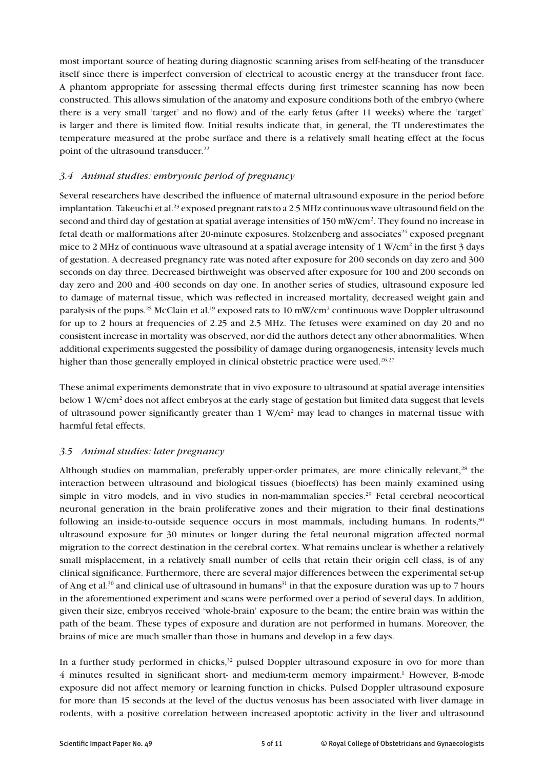most important source of heating during diagnostic scanning arises from self-heating of the transducer itself since there is imperfect conversion of electrical to acoustic energy at the transducer front face. A phantom appropriate for assessing thermal effects during first trimester scanning has now been constructed. This allows simulation of the anatomy and exposure conditions both of the embryo (where there is a very small 'target' and no flow) and of the early fetus (after 11 weeks) where the 'target' is larger and there is limited flow. Initial results indicate that, in general, the TI underestimates the temperature measured at the probe surface and there is a relatively small heating effect at the focus point of the ultrasound transducer.[22]

### *3.4 Animal studies: embryonic period of pregnancy*

Several researchers have described the influence of maternal ultrasound exposure in the period before implantation. Takeuchi et al.[23] exposed pregnant rats to a 2.5 MHz continuous wave ultrasound field on the second and third day of gestation at spatial average intensities of 150 mW/cm$^2$. They found no increase in fetal death or malformations after 20-minute exposures. Stolzenberg and associates[24] exposed pregnant mice to 2 MHz of continuous wave ultrasound at a spatial average intensity of 1 W/cm$^2$ in the first 3 days of gestation. A decreased pregnancy rate was noted after exposure for 200 seconds on day zero and 300 seconds on day three. Decreased birthweight was observed after exposure for 100 and 200 seconds on day zero and 200 and 400 seconds on day one. In another series of studies, ultrasound exposure led to damage of maternal tissue, which was reflected in increased mortality, decreased weight gain and paralysis of the pups.[25] McClain et al.[19] exposed rats to 10 mW/cm$^2$ continuous wave Doppler ultrasound for up to 2 hours at frequencies of 2.25 and 2.5 MHz. The fetuses were examined on day 20 and no consistent increase in mortality was observed, nor did the authors detect any other abnormalities. When additional experiments suggested the possibility of damage during organogenesis, intensity levels much higher than those generally employed in clinical obstetric practice were used.[26,27]

These animal experiments demonstrate that in vivo exposure to ultrasound at spatial average intensities below 1 W/cm$^2$ does not affect embryos at the early stage of gestation but limited data suggest that levels of ultrasound power significantly greater than 1 W/cm$^2$ may lead to changes in maternal tissue with harmful fetal effects.

### *3.5 Animal studies: later pregnancy*

Although studies on mammalian, preferably upper-order primates, are more clinically relevant,[28] the interaction between ultrasound and biological tissues (bioeffects) has been mainly examined using simple in vitro models, and in vivo studies in non-mammalian species.[29] Fetal cerebral neocortical neuronal generation in the brain proliferative zones and their migration to their final destinations following an inside-to-outside sequence occurs in most mammals, including humans. In rodents,[30] ultrasound exposure for 30 minutes or longer during the fetal neuronal migration affected normal migration to the correct destination in the cerebral cortex. What remains unclear is whether a relatively small misplacement, in a relatively small number of cells that retain their origin cell class, is of any clinical significance. Furthermore, there are several major differences between the experimental set-up of Ang et al.[30] and clinical use of ultrasound in humans[31] in that the exposure duration was up to 7 hours in the aforementioned experiment and scans were performed over a period of several days. In addition, given their size, embryos received 'whole-brain' exposure to the beam; the entire brain was within the path of the beam. These types of exposure and duration are not performed in humans. Moreover, the brains of mice are much smaller than those in humans and develop in a few days.

In a further study performed in chicks,[32] pulsed Doppler ultrasound exposure in ovo for more than 4 minutes resulted in significant short- and medium-term memory impairment.[1] However, B-mode exposure did not affect memory or learning function in chicks. Pulsed Doppler ultrasound exposure for more than 15 seconds at the level of the ductus venosus has been associated with liver damage in rodents, with a positive correlation between increased apoptotic activity in the liver and ultrasound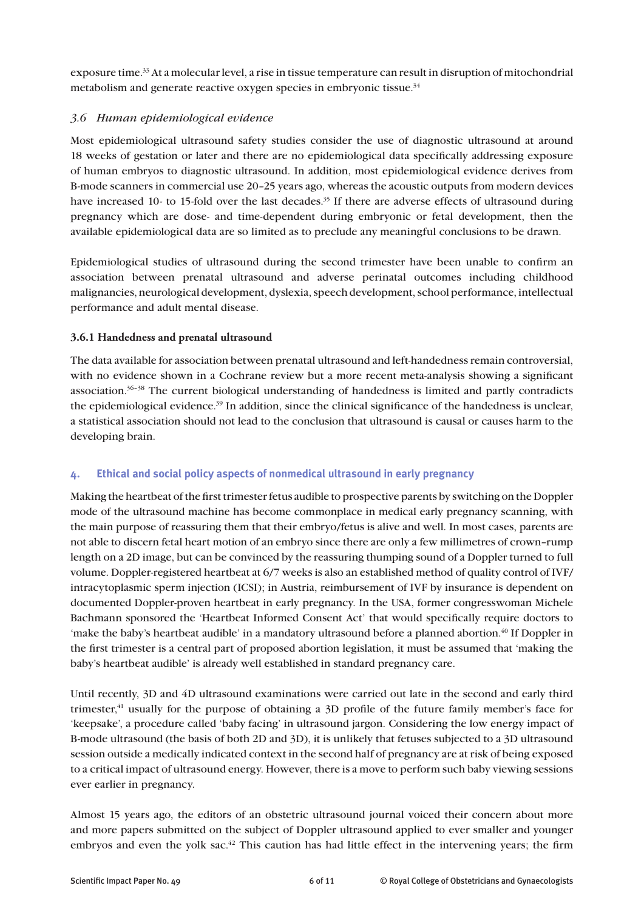exposure time.[33] At a molecular level, a rise in tissue temperature can result in disruption of mitochondrial metabolism and generate reactive oxygen species in embryonic tissue.[34]

### *3.6 Human epidemiological evidence*

Most epidemiological ultrasound safety studies consider the use of diagnostic ultrasound at around 18 weeks of gestation or later and there are no epidemiological data specifically addressing exposure of human embryos to diagnostic ultrasound. In addition, most epidemiological evidence derives from B-mode scanners in commercial use 20–25 years ago, whereas the acoustic outputs from modern devices have increased 10- to 15-fold over the last decades.[35] If there are adverse effects of ultrasound during pregnancy which are dose- and time-dependent during embryonic or fetal development, then the available epidemiological data are so limited as to preclude any meaningful conclusions to be drawn.

Epidemiological studies of ultrasound during the second trimester have been unable to confirm an association between prenatal ultrasound and adverse perinatal outcomes including childhood malignancies, neurological development, dyslexia, speech development, school performance, intellectual performance and adult mental disease.

#### **3.6.1 Handedness and prenatal ultrasound**

The data available for association between prenatal ultrasound and left-handedness remain controversial, with no evidence shown in a Cochrane review but a more recent meta-analysis showing a significant association.[36–38] The current biological understanding of handedness is limited and partly contradicts the epidemiological evidence.[39] In addition, since the clinical significance of the handedness is unclear, a statistical association should not lead to the conclusion that ultrasound is causal or causes harm to the developing brain.

## 4. Ethical and social policy aspects of nonmedical ultrasound in early pregnancy

Making the heartbeat of the first trimester fetus audible to prospective parents by switching on the Doppler mode of the ultrasound machine has become commonplace in medical early pregnancy scanning, with the main purpose of reassuring them that their embryo/fetus is alive and well. In most cases, parents are not able to discern fetal heart motion of an embryo since there are only a few millimetres of crown–rump length on a 2D image, but can be convinced by the reassuring thumping sound of a Doppler turned to full volume. Doppler-registered heartbeat at 6/7 weeks is also an established method of quality control of IVF/intracytoplasmic sperm injection (ICSI); in Austria, reimbursement of IVF by insurance is dependent on documented Doppler-proven heartbeat in early pregnancy. In the USA, former congresswoman Michele Bachmann sponsored the 'Heartbeat Informed Consent Act' that would specifically require doctors to 'make the baby's heartbeat audible' in a mandatory ultrasound before a planned abortion.[40] If Doppler in the first trimester is a central part of proposed abortion legislation, it must be assumed that 'making the baby's heartbeat audible' is already well established in standard pregnancy care.

Until recently, 3D and 4D ultrasound examinations were carried out late in the second and early third trimester,[41] usually for the purpose of obtaining a 3D profile of the future family member's face for 'keepsake', a procedure called 'baby facing' in ultrasound jargon. Considering the low energy impact of B-mode ultrasound (the basis of both 2D and 3D), it is unlikely that fetuses subjected to a 3D ultrasound session outside a medically indicated context in the second half of pregnancy are at risk of being exposed to a critical impact of ultrasound energy. However, there is a move to perform such baby viewing sessions ever earlier in pregnancy.

Almost 15 years ago, the editors of an obstetric ultrasound journal voiced their concern about more and more papers submitted on the subject of Doppler ultrasound applied to ever smaller and younger embryos and even the yolk sac.[42] This caution has had little effect in the intervening years; the firm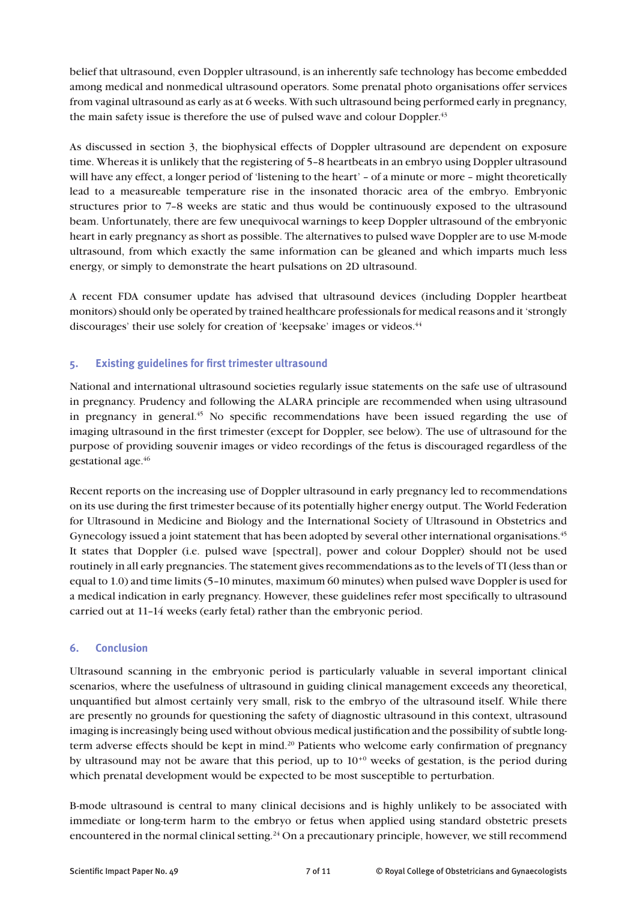belief that ultrasound, even Doppler ultrasound, is an inherently safe technology has become embedded among medical and nonmedical ultrasound operators. Some prenatal photo organisations offer services from vaginal ultrasound as early as at 6 weeks. With such ultrasound being performed early in pregnancy, the main safety issue is therefore the use of pulsed wave and colour Doppler.[43]

As discussed in section 3, the biophysical effects of Doppler ultrasound are dependent on exposure time. Whereas it is unlikely that the registering of 5–8 heartbeats in an embryo using Doppler ultrasound will have any effect, a longer period of 'listening to the heart' – of a minute or more – might theoretically lead to a measureable temperature rise in the insonated thoracic area of the embryo. Embryonic structures prior to 7–8 weeks are static and thus would be continuously exposed to the ultrasound beam. Unfortunately, there are few unequivocal warnings to keep Doppler ultrasound of the embryonic heart in early pregnancy as short as possible. The alternatives to pulsed wave Doppler are to use M-mode ultrasound, from which exactly the same information can be gleaned and which imparts much less energy, or simply to demonstrate the heart pulsations on 2D ultrasound.

A recent FDA consumer update has advised that ultrasound devices (including Doppler heartbeat monitors) should only be operated by trained healthcare professionals for medical reasons and it 'strongly discourages' their use solely for creation of 'keepsake' images or videos.[44]

## 5. Existing guidelines for first trimester ultrasound

National and international ultrasound societies regularly issue statements on the safe use of ultrasound in pregnancy. Prudency and following the ALARA principle are recommended when using ultrasound in pregnancy in general.[45] No specific recommendations have been issued regarding the use of imaging ultrasound in the first trimester (except for Doppler, see below). The use of ultrasound for the purpose of providing souvenir images or video recordings of the fetus is discouraged regardless of the gestational age.[46]

Recent reports on the increasing use of Doppler ultrasound in early pregnancy led to recommendations on its use during the first trimester because of its potentially higher energy output. The World Federation for Ultrasound in Medicine and Biology and the International Society of Ultrasound in Obstetrics and Gynecology issued a joint statement that has been adopted by several other international organisations.[45] It states that Doppler (i.e. pulsed wave [spectral], power and colour Doppler) should not be used routinely in all early pregnancies. The statement gives recommendations as to the levels of TI (less than or equal to 1.0) and time limits (5–10 minutes, maximum 60 minutes) when pulsed wave Doppler is used for a medical indication in early pregnancy. However, these guidelines refer most specifically to ultrasound carried out at 11–14 weeks (early fetal) rather than the embryonic period.

## 6. Conclusion

Ultrasound scanning in the embryonic period is particularly valuable in several important clinical scenarios, where the usefulness of ultrasound in guiding clinical management exceeds any theoretical, unquantified but almost certainly very small, risk to the embryo of the ultrasound itself. While there are presently no grounds for questioning the safety of diagnostic ultrasound in this context, ultrasound imaging is increasingly being used without obvious medical justification and the possibility of subtle long-term adverse effects should be kept in mind.[20] Patients who welcome early confirmation of pregnancy by ultrasound may not be aware that this period, up to $10^{+0}$ weeks of gestation, is the period during which prenatal development would be expected to be most susceptible to perturbation.

B-mode ultrasound is central to many clinical decisions and is highly unlikely to be associated with immediate or long-term harm to the embryo or fetus when applied using standard obstetric presets encountered in the normal clinical setting.[24] On a precautionary principle, however, we still recommend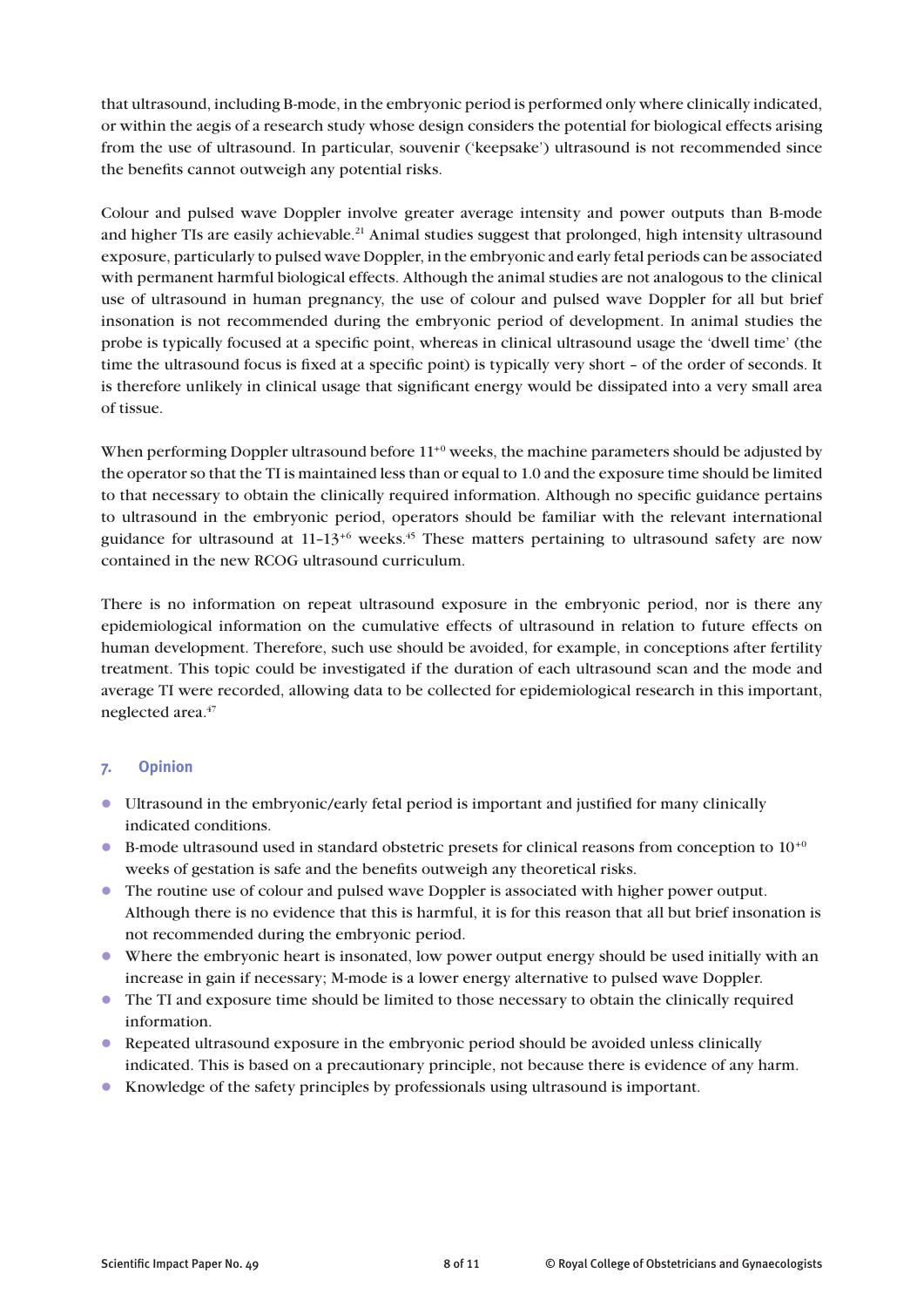that ultrasound, including B-mode, in the embryonic period is performed only where clinically indicated, or within the aegis of a research study whose design considers the potential for biological effects arising from the use of ultrasound. In particular, souvenir ('keepsake') ultrasound is not recommended since the benefits cannot outweigh any potential risks.

Colour and pulsed wave Doppler involve greater average intensity and power outputs than B-mode and higher TIs are easily achievable.[21] Animal studies suggest that prolonged, high intensity ultrasound exposure, particularly to pulsed wave Doppler, in the embryonic and early fetal periods can be associated with permanent harmful biological effects. Although the animal studies are not analogous to the clinical use of ultrasound in human pregnancy, the use of colour and pulsed wave Doppler for all but brief insonation is not recommended during the embryonic period of development. In animal studies the probe is typically focused at a specific point, whereas in clinical ultrasound usage the 'dwell time' (the time the ultrasound focus is fixed at a specific point) is typically very short – of the order of seconds. It is therefore unlikely in clinical usage that significant energy would be dissipated into a very small area of tissue.

When performing Doppler ultrasound before $11^{+0}$ weeks, the machine parameters should be adjusted by the operator so that the TI is maintained less than or equal to 1.0 and the exposure time should be limited to that necessary to obtain the clinically required information. Although no specific guidance pertains to ultrasound in the embryonic period, operators should be familiar with the relevant international guidance for ultrasound at $11–13^{+6}$ weeks.[45] These matters pertaining to ultrasound safety are now contained in the new RCOG ultrasound curriculum.

There is no information on repeat ultrasound exposure in the embryonic period, nor is there any epidemiological information on the cumulative effects of ultrasound in relation to future effects on human development. Therefore, such use should be avoided, for example, in conceptions after fertility treatment. This topic could be investigated if the duration of each ultrasound scan and the mode and average TI were recorded, allowing data to be collected for epidemiological research in this important, neglected area.[47]

## 7. Opinion

- Ultrasound in the embryonic/early fetal period is important and justified for many clinically indicated conditions.
- B-mode ultrasound used in standard obstetric presets for clinical reasons from conception to $10^{+0}$ weeks of gestation is safe and the benefits outweigh any theoretical risks.
- The routine use of colour and pulsed wave Doppler is associated with higher power output. Although there is no evidence that this is harmful, it is for this reason that all but brief insonation is not recommended during the embryonic period.
- Where the embryonic heart is insonated, low power output energy should be used initially with an increase in gain if necessary; M-mode is a lower energy alternative to pulsed wave Doppler.
- The TI and exposure time should be limited to those necessary to obtain the clinically required information.
- Repeated ultrasound exposure in the embryonic period should be avoided unless clinically indicated. This is based on a precautionary principle, not because there is evidence of any harm.
- Knowledge of the safety principles by professionals using ultrasound is important.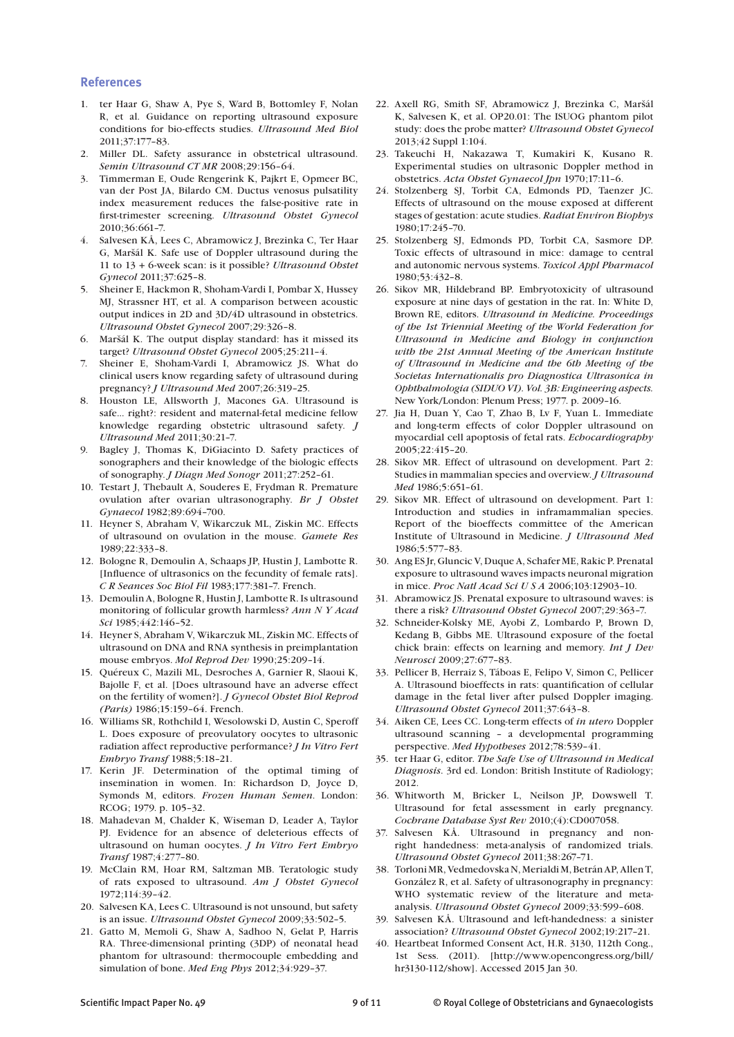## References

1. ter Haar G, Shaw A, Pye S, Ward B, Bottomley F, Nolan R, et al. Guidance on reporting ultrasound exposure conditions for bio-effects studies. *Ultrasound Med Biol* 2011;37:177–83.
2. Miller DL. Safety assurance in obstetrical ultrasound. *Semin Ultrasound CT MR* 2008;29:156–64.
3. Timmerman E, Oude Rengerink K, Pajkrt E, Opmeer BC, van der Post JA, Bilardo CM. Ductus venosus pulsatility index measurement reduces the false-positive rate in first-trimester screening. *Ultrasound Obstet Gynecol* 2010;36:661–7.
4. Salvesen KÅ, Lees C, Abramowicz J, Brezinka C, Ter Haar G, Maršál K. Safe use of Doppler ultrasound during the 11 to 13 + 6-week scan: is it possible? *Ultrasound Obstet Gynecol* 2011;37:625–8.
5. Sheiner E, Hackmon R, Shoham-Vardi I, Pombar X, Hussey MJ, Strassner HT, et al. A comparison between acoustic output indices in 2D and 3D/4D ultrasound in obstetrics. *Ultrasound Obstet Gynecol* 2007;29:326–8.
6. Maršál K. The output display standard: has it missed its target? *Ultrasound Obstet Gynecol* 2005;25:211–4.
7. Sheiner E, Shoham-Vardi I, Abramowicz JS. What do clinical users know regarding safety of ultrasound during pregnancy? *J Ultrasound Med* 2007;26:319–25.
8. Houston LE, Allsworth J, Macones GA. Ultrasound is safe... right?: resident and maternal-fetal medicine fellow knowledge regarding obstetric ultrasound safety. *J Ultrasound Med* 2011;30:21–7.
9. Bagley J, Thomas K, DiGiacinto D. Safety practices of sonographers and their knowledge of the biologic effects of sonography. *J Diagn Med Sonogr* 2011;27:252–61.
10. Testart J, Thebault A, Souderes E, Frydman R. Premature ovulation after ovarian ultrasonography. *Br J Obstet Gynaecol* 1982;89:694–700.
11. Heyner S, Abraham V, Wikarczuk ML, Ziskin MC. Effects of ultrasound on ovulation in the mouse. *Gamete Res* 1989;22:333–8.
12. Bologne R, Demoulin A, Schaaps JP, Hustin J, Lambotte R. [Influence of ultrasonics on the fecundity of female rats]. *C R Seances Soc Biol Fil* 1983;177:381–7. French.
13. Demoulin A, Bologne R, Hustin J, Lambotte R. Is ultrasound monitoring of follicular growth harmless? *Ann N Y Acad Sci* 1985;442:146–52.
14. Heyner S, Abraham V, Wikarczuk ML, Ziskin MC. Effects of ultrasound on DNA and RNA synthesis in preimplantation mouse embryos. *Mol Reprod Dev* 1990;25:209–14.
15. Quéreux C, Mazili ML, Desroches A, Garnier R, Slaoui K, Bajolle F, et al. [Does ultrasound have an adverse effect on the fertility of women?]. *J Gynecol Obstet Biol Reprod (Paris)* 1986;15:159–64. French.
16. Williams SR, Rothchild I, Wesolowski D, Austin C, Speroff L. Does exposure of preovulatory oocytes to ultrasonic radiation affect reproductive performance? *J In Vitro Fert Embryo Transf* 1988;5:18–21.
17. Kerin JF. Determination of the optimal timing of insemination in women. In: Richardson D, Joyce D, Symonds M, editors. *Frozen Human Semen*. London: RCOG; 1979. p. 105–32.
18. Mahadevan M, Chalder K, Wiseman D, Leader A, Taylor PJ. Evidence for an absence of deleterious effects of ultrasound on human oocytes. *J In Vitro Fert Embryo Transf* 1987;4:277–80.
19. McClain RM, Hoar RM, Saltzman MB. Teratologic study of rats exposed to ultrasound. *Am J Obstet Gynecol* 1972;114:39–42.
20. Salvesen KA, Lees C. Ultrasound is not unsound, but safety is an issue. *Ultrasound Obstet Gynecol* 2009;33:502–5.
21. Gatto M, Memoli G, Shaw A, Sadhoo N, Gelat P, Harris RA. Three-dimensional printing (3DP) of neonatal head phantom for ultrasound: thermocouple embedding and simulation of bone. *Med Eng Phys* 2012;34:929–37.
22. Axell RG, Smith SF, Abramowicz J, Brezinka C, Maršál K, Salvesen K, et al. OP20.01: The ISUOG phantom pilot study: does the probe matter? *Ultrasound Obstet Gynecol* 2013;42 Suppl 1:104.
23. Takeuchi H, Nakazawa T, Kumakiri K, Kusano R. Experimental studies on ultrasonic Doppler method in obstetrics. *Acta Obstet Gynaecol Jpn* 1970;17:11–6.
24. Stolzenberg SJ, Torbit CA, Edmonds PD, Taenzer JC. Effects of ultrasound on the mouse exposed at different stages of gestation: acute studies. *Radiat Environ Biophys* 1980;17:245–70.
25. Stolzenberg SJ, Edmonds PD, Torbit CA, Sasmore DP. Toxic effects of ultrasound in mice: damage to central and autonomic nervous systems. *Toxicol Appl Pharmacol* 1980;53:432–8.
26. Sikov MR, Hildebrand BP. Embryotoxicity of ultrasound exposure at nine days of gestation in the rat. In: White D, Brown RE, editors. *Ultrasound in Medicine. Proceedings of the 1st Triennial Meeting of the World Federation for Ultrasound in Medicine and Biology in conjunction with the 21st Annual Meeting of the American Institute of Ultrasound in Medicine and the 6th Meeting of the Societas Internationalis pro Diagnostica Ultrasonica in Ophthalmologia (SIDUO VI). Vol. 3B: Engineering aspects.* New York/London: Plenum Press; 1977. p. 2009–16.
27. Jia H, Duan Y, Cao T, Zhao B, Lv F, Yuan L. Immediate and long-term effects of color Doppler ultrasound on myocardial cell apoptosis of fetal rats. *Echocardiography* 2005;22:415–20.
28. Sikov MR. Effect of ultrasound on development. Part 2: Studies in mammalian species and overview. *J Ultrasound Med* 1986;5:651–61.
29. Sikov MR. Effect of ultrasound on development. Part 1: Introduction and studies in inframammalian species. Report of the bioeffects committee of the American Institute of Ultrasound in Medicine. *J Ultrasound Med* 1986;5:577–83.
30. Ang ES Jr, Gluncic V, Duque A, Schafer ME, Rakic P. Prenatal exposure to ultrasound waves impacts neuronal migration in mice. *Proc Natl Acad Sci U S A* 2006;103:12903–10.
31. Abramowicz JS. Prenatal exposure to ultrasound waves: is there a risk? *Ultrasound Obstet Gynecol* 2007;29:363–7.
32. Schneider-Kolsky ME, Ayobi Z, Lombardo P, Brown D, Kedang B, Gibbs ME. Ultrasound exposure of the foetal chick brain: effects on learning and memory. *Int J Dev Neurosci* 2009;27:677–83.
33. Pellicer B, Herraiz S, Táboas E, Felipo V, Simon C, Pellicer A. Ultrasound bioeffects in rats: quantification of cellular damage in the fetal liver after pulsed Doppler imaging. *Ultrasound Obstet Gynecol* 2011;37:643–8.
34. Aiken CE, Lees CC. Long-term effects of *in utero* Doppler ultrasound scanning – a developmental programming perspective. *Med Hypotheses* 2012;78:539–41.
35. ter Haar G, editor. *The Safe Use of Ultrasound in Medical Diagnosis*. 3rd ed. London: British Institute of Radiology; 2012.
36. Whitworth M, Bricker L, Neilson JP, Dowswell T. Ultrasound for fetal assessment in early pregnancy. *Cochrane Database Syst Rev* 2010;(4):CD007058.
37. Salvesen KÅ. Ultrasound in pregnancy and non-right handedness: meta-analysis of randomized trials. *Ultrasound Obstet Gynecol* 2011;38:267–71.
38. Torloni MR, Vedmedovska N, Merialdi M, Betrán AP, Allen T, González R, et al. Safety of ultrasonography in pregnancy: WHO systematic review of the literature and meta-analysis. *Ultrasound Obstet Gynecol* 2009;33:599–608.
39. Salvesen KÅ. Ultrasound and left-handedness: a sinister association? *Ultrasound Obstet Gynecol* 2002;19:217–21.
40. Heartbeat Informed Consent Act, H.R. 3130, 112th Cong., 1st Sess. (2011). [http://www.opencongress.org/bill/hr3130-112/show]. Accessed 2015 Jan 30.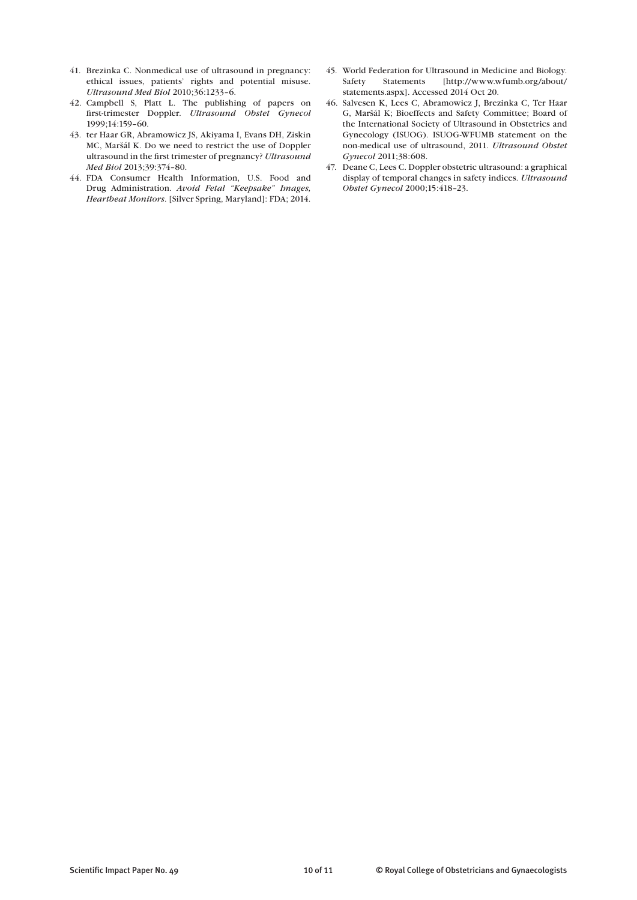41. Brezinka C. Nonmedical use of ultrasound in pregnancy: ethical issues, patients' rights and potential misuse. *Ultrasound Med Biol* 2010;36:1233–6.
42. Campbell S, Platt L. The publishing of papers on first-trimester Doppler. *Ultrasound Obstet Gynecol* 1999;14:159–60.
43. ter Haar GR, Abramowicz JS, Akiyama I, Evans DH, Ziskin MC, Maršál K. Do we need to restrict the use of Doppler ultrasound in the first trimester of pregnancy? *Ultrasound Med Biol* 2013;39:374–80.
44. FDA Consumer Health Information, U.S. Food and Drug Administration. *Avoid Fetal "Keepsake" Images, Heartbeat Monitors*. [Silver Spring, Maryland]: FDA; 2014.
45. World Federation for Ultrasound in Medicine and Biology. Safety Statements [http://www.wfumb.org/about/statements.aspx]. Accessed 2014 Oct 20.
46. Salvesen K, Lees C, Abramowicz J, Brezinka C, Ter Haar G, Maršál K; Bioeffects and Safety Committee; Board of the International Society of Ultrasound in Obstetrics and Gynecology (ISUOG). ISUOG-WFUMB statement on the non-medical use of ultrasound, 2011. *Ultrasound Obstet Gynecol* 2011;38:608.
47. Deane C, Lees C. Doppler obstetric ultrasound: a graphical display of temporal changes in safety indices. *Ultrasound Obstet Gynecol* 2000;15:418–23.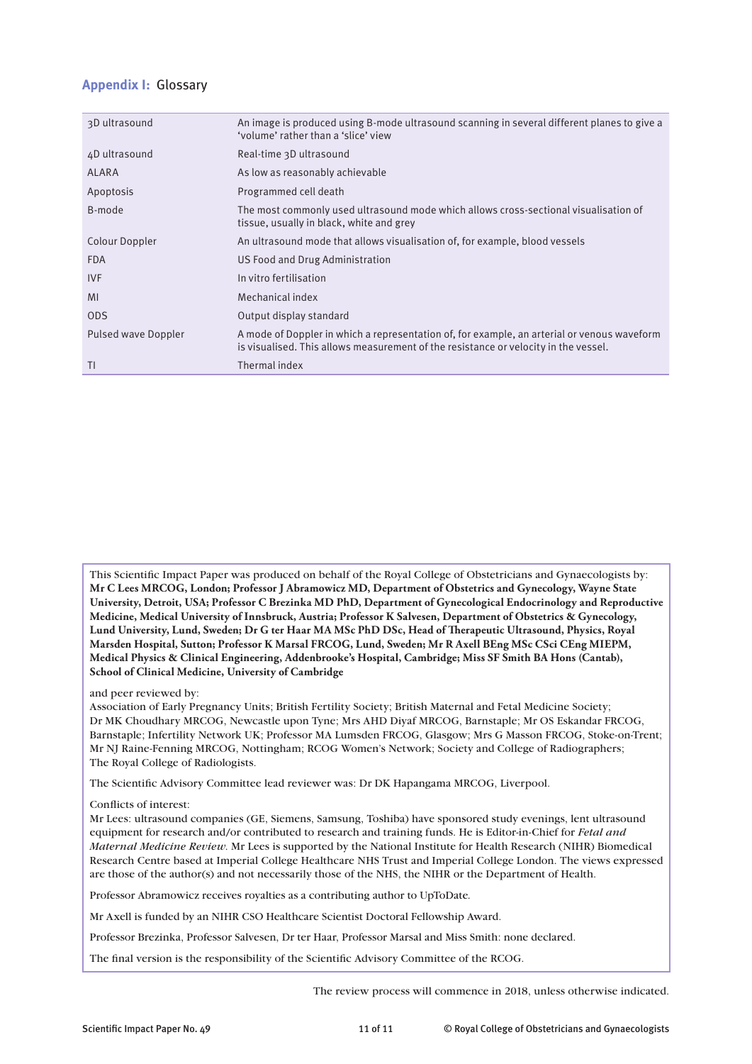## Appendix I: Glossary

| | |
|---|---|
| 3D ultrasound | An image is produced using B-mode ultrasound scanning in several different planes to give a 'volume' rather than a 'slice' view |
| 4D ultrasound | Real-time 3D ultrasound |
| ALARA | As low as reasonably achievable |
| Apoptosis | Programmed cell death |
| B-mode | The most commonly used ultrasound mode which allows cross-sectional visualisation of tissue, usually in black, white and grey |
| Colour Doppler | An ultrasound mode that allows visualisation of, for example, blood vessels |
| FDA | US Food and Drug Administration |
| IVF | In vitro fertilisation |
| MI | Mechanical index |
| ODS | Output display standard |
| Pulsed wave Doppler | A mode of Doppler in which a representation of, for example, an arterial or venous waveform is visualised. This allows measurement of the resistance or velocity in the vessel. |
| TI | Thermal index |

This Scientific Impact Paper was produced on behalf of the Royal College of Obstetricians and Gynaecologists by: **Mr C Lees MRCOG, London; Professor J Abramowicz MD, Department of Obstetrics and Gynecology, Wayne State University, Detroit, USA; Professor C Brezinka MD PhD, Department of Gynecological Endocrinology and Reproductive Medicine, Medical University of Innsbruck, Austria; Professor K Salvesen, Department of Obstetrics & Gynecology, Lund University, Lund, Sweden; Dr G ter Haar MA MSc PhD DSc, Head of Therapeutic Ultrasound, Physics, Royal Marsden Hospital, Sutton; Professor K Marsal FRCOG, Lund, Sweden; Mr R Axell BEng MSc CSci CEng MIEPM, Medical Physics & Clinical Engineering, Addenbrooke's Hospital, Cambridge; Miss SF Smith BA Hons (Cantab), School of Clinical Medicine, University of Cambridge**

and peer reviewed by:
Association of Early Pregnancy Units; British Fertility Society; British Maternal and Fetal Medicine Society; Dr MK Choudhary MRCOG, Newcastle upon Tyne; Mrs AHD Diyaf MRCOG, Barnstaple; Mr OS Eskandar FRCOG, Barnstaple; Infertility Network UK; Professor MA Lumsden FRCOG, Glasgow; Mrs G Masson FRCOG, Stoke-on-Trent; Mr NJ Raine-Fenning MRCOG, Nottingham; RCOG Women's Network; Society and College of Radiographers; The Royal College of Radiologists.

The Scientific Advisory Committee lead reviewer was: Dr DK Hapangama MRCOG, Liverpool.

Conflicts of interest:
Mr Lees: ultrasound companies (GE, Siemens, Samsung, Toshiba) have sponsored study evenings, lent ultrasound equipment for research and/or contributed to research and training funds. He is Editor-in-Chief for *Fetal and Maternal Medicine Review*. Mr Lees is supported by the National Institute for Health Research (NIHR) Biomedical Research Centre based at Imperial College Healthcare NHS Trust and Imperial College London. The views expressed are those of the author(s) and not necessarily those of the NHS, the NIHR or the Department of Health.

Professor Abramowicz receives royalties as a contributing author to UpToDate.

Mr Axell is funded by an NIHR CSO Healthcare Scientist Doctoral Fellowship Award.

Professor Brezinka, Professor Salvesen, Dr ter Haar, Professor Marsal and Miss Smith: none declared.

The final version is the responsibility of the Scientific Advisory Committee of the RCOG.

The review process will commence in 2018, unless otherwise indicated.